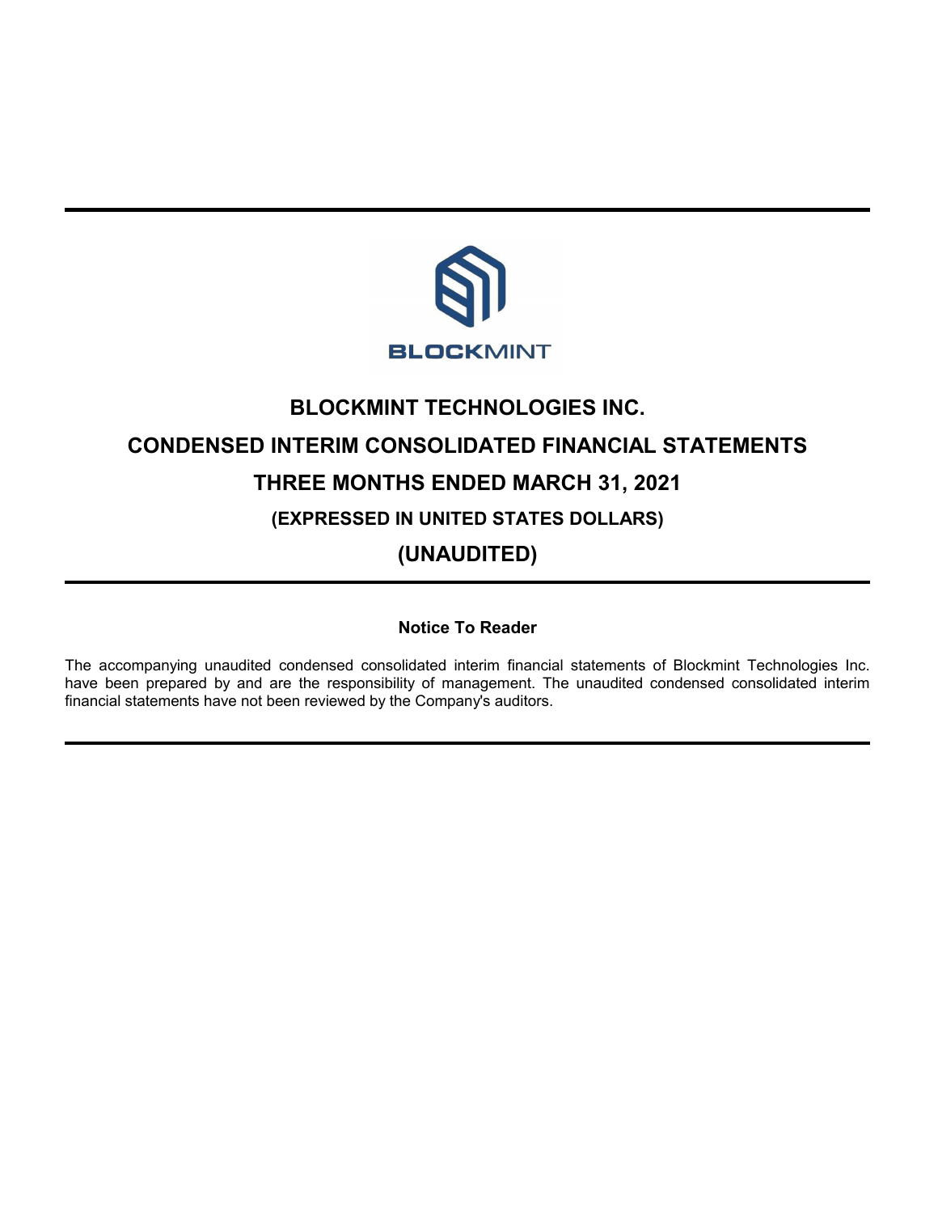BLOCKMINT

# BLOCKMINT TECHNOLOGIES INC.

# CONDENSED INTERIM CONSOLIDATED FINANCIAL STATEMENTS

# THREE MONTHS ENDED MARCH 31, 2021

## (EXPRESSED IN UNITED STATES DOLLARS)

## (UNAUDITED)

**Notice To Reader**

The accompanying unaudited condensed consolidated interim financial statements of Blockmint Technologies Inc. have been prepared by and are the responsibility of management. The unaudited condensed consolidated interim financial statements have not been reviewed by the Company's auditors.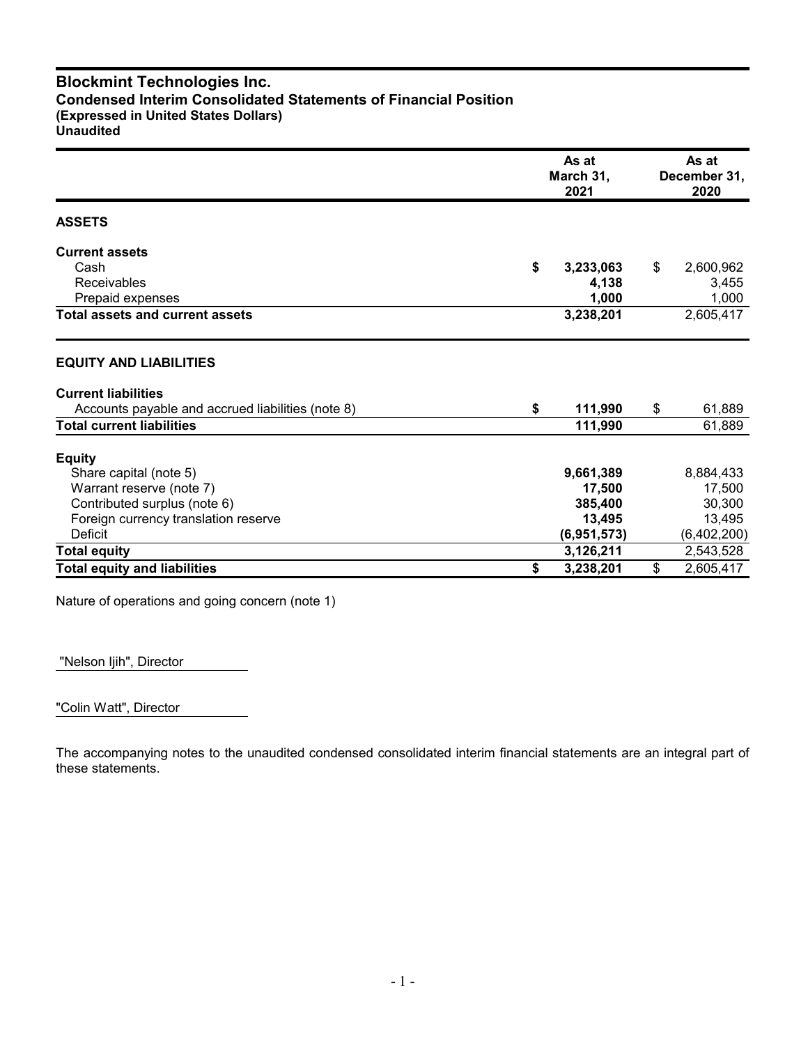# Blockmint Technologies Inc.
## Condensed Interim Consolidated Statements of Financial Position
**(Expressed in United States Dollars)**
**Unaudited**

| | As at March 31, 2021 | As at December 31, 2020 |
|---|---|---|
| **ASSETS** | | |
| **Current assets** | | |
| Cash | **$ 3,233,063** | $ 2,600,962 |
| Receivables | **4,138** | 3,455 |
| Prepaid expenses | **1,000** | 1,000 |
| **Total assets and current assets** | **3,238,201** | 2,605,417 |
| **EQUITY AND LIABILITIES** | | |
| **Current liabilities** | | |
| Accounts payable and accrued liabilities (note 8) | **$ 111,990** | $ 61,889 |
| **Total current liabilities** | **111,990** | 61,889 |
| **Equity** | | |
| Share capital (note 5) | **9,661,389** | 8,884,433 |
| Warrant reserve (note 7) | **17,500** | 17,500 |
| Contributed surplus (note 6) | **385,400** | 30,300 |
| Foreign currency translation reserve | **13,495** | 13,495 |
| Deficit | **(6,951,573)** | (6,402,200) |
| **Total equity** | **3,126,211** | 2,543,528 |
| **Total equity and liabilities** | **$ 3,238,201** | $ 2,605,417 |

Nature of operations and going concern (note 1)

"Nelson Ijih", Director

"Colin Watt", Director

The accompanying notes to the unaudited condensed consolidated interim financial statements are an integral part of these statements.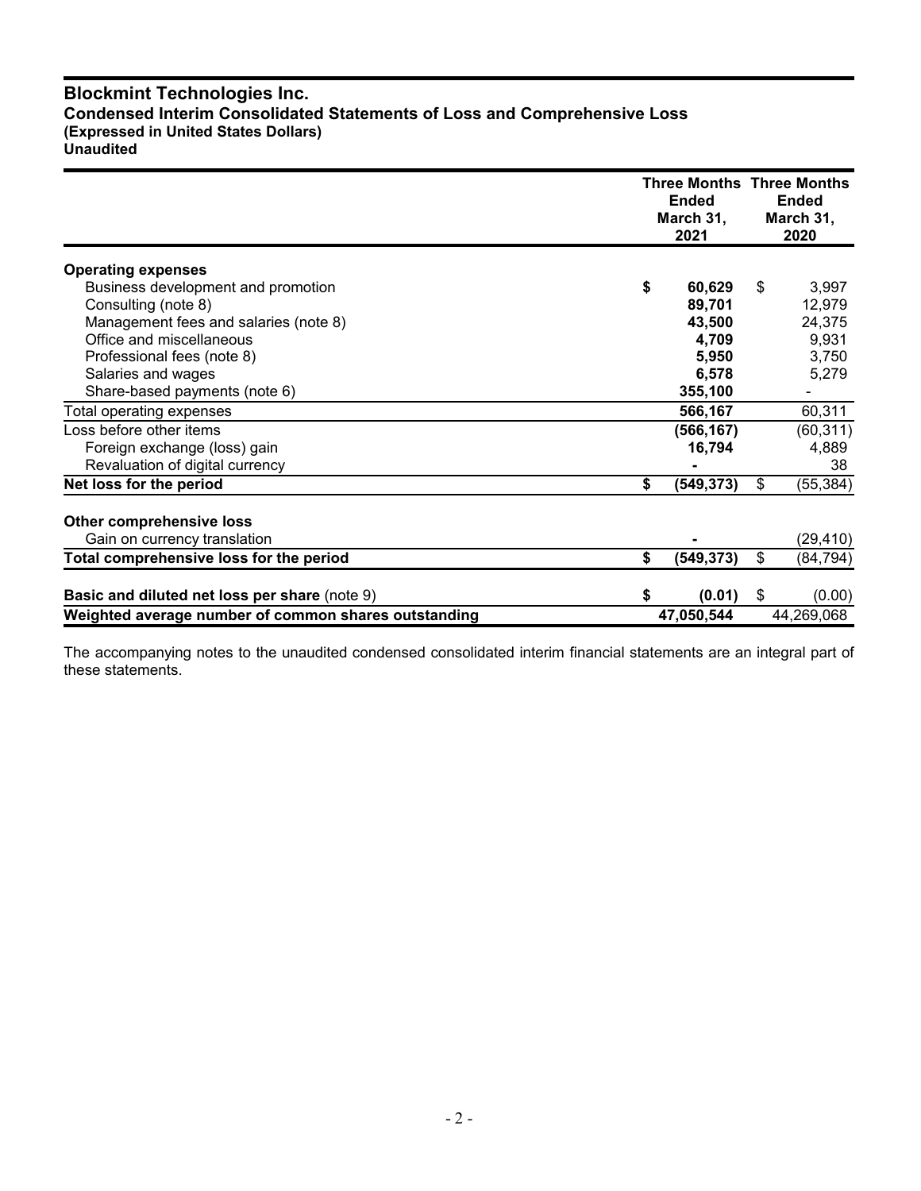# Blockmint Technologies Inc.

## Condensed Interim Consolidated Statements of Loss and Comprehensive Loss

**(Expressed in United States Dollars)**

**Unaudited**

| | Three Months Ended March 31, 2021 | Three Months Ended March 31, 2020 |
|---|---|---|
| **Operating expenses** | | |
| Business development and promotion | **$ 60,629** | $ 3,997 |
| Consulting (note 8) | **89,701** | 12,979 |
| Management fees and salaries (note 8) | **43,500** | 24,375 |
| Office and miscellaneous | **4,709** | 9,931 |
| Professional fees (note 8) | **5,950** | 3,750 |
| Salaries and wages | **6,578** | 5,279 |
| Share-based payments (note 6) | **355,100** | - |
| Total operating expenses | **566,167** | 60,311 |
| Loss before other items | **(566,167)** | (60,311) |
| Foreign exchange (loss) gain | **16,794** | 4,889 |
| Revaluation of digital currency | **-** | 38 |
| **Net loss for the period** | **$ (549,373)** | $ (55,384) |
| **Other comprehensive loss** | | |
| Gain on currency translation | **-** | (29,410) |
| **Total comprehensive loss for the period** | **$ (549,373)** | $ (84,794) |
| **Basic and diluted net loss per share** (note 9) | **$ (0.01)** | $ (0.00) |
| **Weighted average number of common shares outstanding** | **47,050,544** | 44,269,068 |

The accompanying notes to the unaudited condensed consolidated interim financial statements are an integral part of these statements.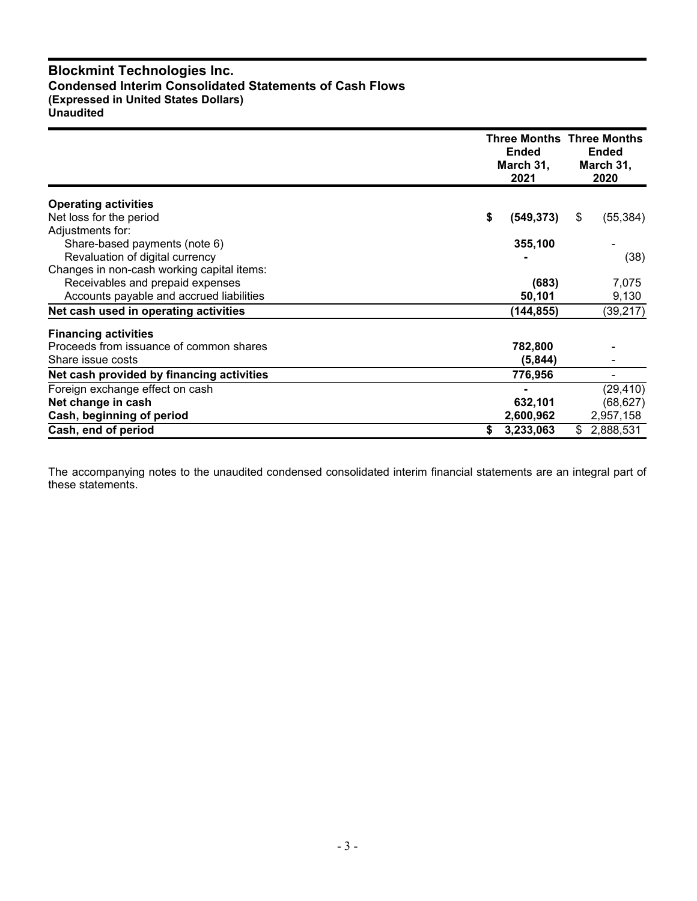# Blockmint Technologies Inc.
## Condensed Interim Consolidated Statements of Cash Flows
### (Expressed in United States Dollars)
### Unaudited

| | Three Months Ended March 31, 2021 | Three Months Ended March 31, 2020 |
|---|---|---|
| **Operating activities** | | |
| Net loss for the period | **$ (549,373)** | $ (55,384) |
| Adjustments for: | | |
| Share-based payments (note 6) | **355,100** | - |
| Revaluation of digital currency | **-** | (38) |
| Changes in non-cash working capital items: | | |
| Receivables and prepaid expenses | **(683)** | 7,075 |
| Accounts payable and accrued liabilities | **50,101** | 9,130 |
| **Net cash used in operating activities** | **(144,855)** | (39,217) |
| **Financing activities** | | |
| Proceeds from issuance of common shares | **782,800** | - |
| Share issue costs | **(5,844)** | - |
| **Net cash provided by financing activities** | **776,956** | - |
| Foreign exchange effect on cash | **-** | (29,410) |
| **Net change in cash** | **632,101** | (68,627) |
| **Cash, beginning of period** | **2,600,962** | 2,957,158 |
| **Cash, end of period** | **$ 3,233,063** | $ 2,888,531 |

The accompanying notes to the unaudited condensed consolidated interim financial statements are an integral part of these statements.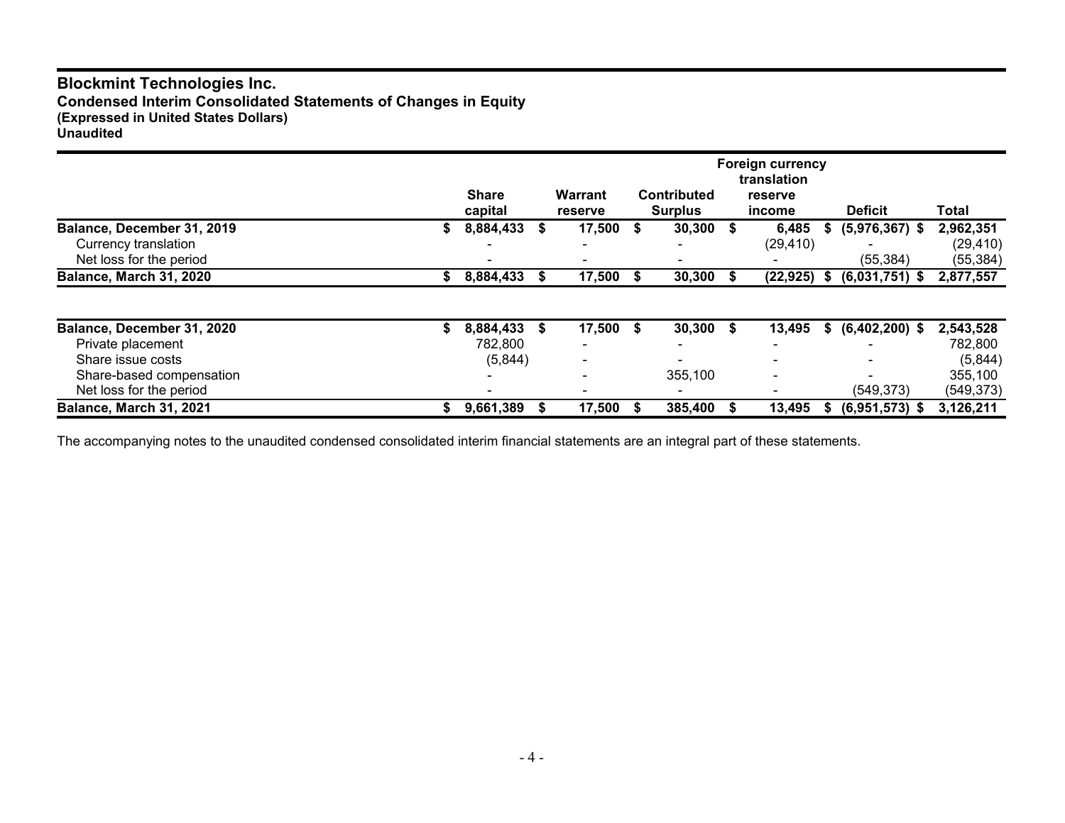# Blockmint Technologies Inc.

**Condensed Interim Consolidated Statements of Changes in Equity**
**(Expressed in United States Dollars)**
**Unaudited**

| | Share capital | Warrant reserve | Contributed Surplus | Foreign currency translation reserve income | Deficit | Total |
|---|---|---|---|---|---|---|
| **Balance, December 31, 2019** | **$ 8,884,433** | **$ 17,500** | **$ 30,300** | **$ 6,485** | **$ (5,976,367)** | **$ 2,962,351** |
| Currency translation | - | - | - | (29,410) | - | (29,410) |
| Net loss for the period | - | - | - | - | (55,384) | (55,384) |
| **Balance, March 31, 2020** | **$ 8,884,433** | **$ 17,500** | **$ 30,300** | **$ (22,925)** | **$ (6,031,751)** | **$ 2,877,557** |
| | | | | | | |
| **Balance, December 31, 2020** | **$ 8,884,433** | **$ 17,500** | **$ 30,300** | **$ 13,495** | **$ (6,402,200)** | **$ 2,543,528** |
| Private placement | 782,800 | - | - | - | - | 782,800 |
| Share issue costs | (5,844) | - | - | - | - | (5,844) |
| Share-based compensation | - | - | 355,100 | - | - | 355,100 |
| Net loss for the period | - | - | - | - | (549,373) | (549,373) |
| **Balance, March 31, 2021** | **$ 9,661,389** | **$ 17,500** | **$ 385,400** | **$ 13,495** | **$ (6,951,573)** | **$ 3,126,211** |

The accompanying notes to the unaudited condensed consolidated interim financial statements are an integral part of these statements.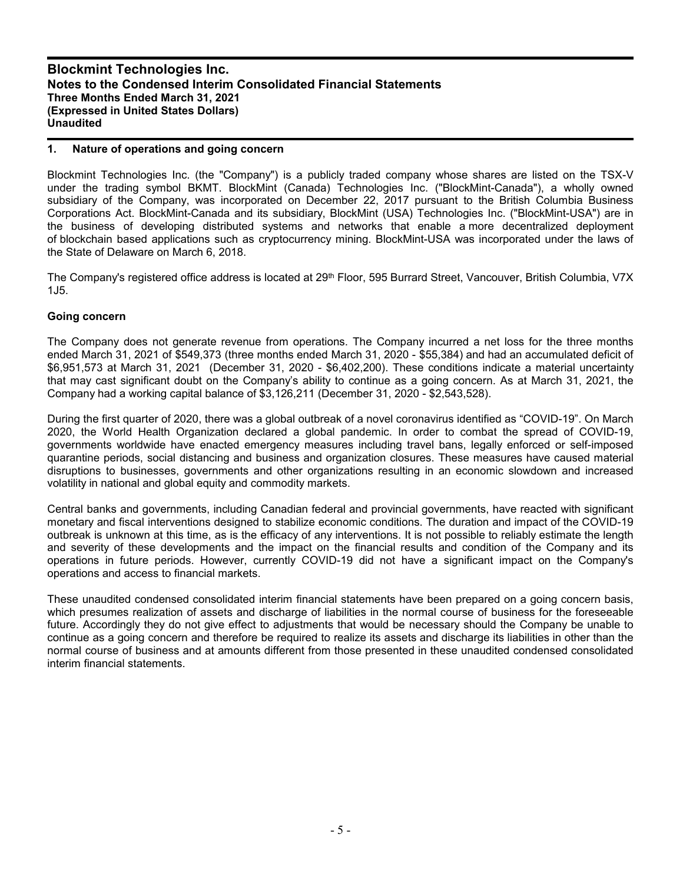# 1. Nature of operations and going concern

Blockmint Technologies Inc. (the "Company") is a publicly traded company whose shares are listed on the TSX-V under the trading symbol BKMT. BlockMint (Canada) Technologies Inc. ("BlockMint-Canada"), a wholly owned subsidiary of the Company, was incorporated on December 22, 2017 pursuant to the British Columbia Business Corporations Act. BlockMint-Canada and its subsidiary, BlockMint (USA) Technologies Inc. ("BlockMint-USA") are in the business of developing distributed systems and networks that enable a more decentralized deployment of blockchain based applications such as cryptocurrency mining. BlockMint-USA was incorporated under the laws of the State of Delaware on March 6, 2018.

The Company's registered office address is located at 29th Floor, 595 Burrard Street, Vancouver, British Columbia, V7X 1J5.

## Going concern

The Company does not generate revenue from operations. The Company incurred a net loss for the three months ended March 31, 2021 of $549,373 (three months ended March 31, 2020 - $55,384) and had an accumulated deficit of $6,951,573 at March 31, 2021 (December 31, 2020 - $6,402,200). These conditions indicate a material uncertainty that may cast significant doubt on the Company's ability to continue as a going concern. As at March 31, 2021, the Company had a working capital balance of $3,126,211 (December 31, 2020 - $2,543,528).

During the first quarter of 2020, there was a global outbreak of a novel coronavirus identified as "COVID-19". On March 2020, the World Health Organization declared a global pandemic. In order to combat the spread of COVID-19, governments worldwide have enacted emergency measures including travel bans, legally enforced or self-imposed quarantine periods, social distancing and business and organization closures. These measures have caused material disruptions to businesses, governments and other organizations resulting in an economic slowdown and increased volatility in national and global equity and commodity markets.

Central banks and governments, including Canadian federal and provincial governments, have reacted with significant monetary and fiscal interventions designed to stabilize economic conditions. The duration and impact of the COVID-19 outbreak is unknown at this time, as is the efficacy of any interventions. It is not possible to reliably estimate the length and severity of these developments and the impact on the financial results and condition of the Company and its operations in future periods. However, currently COVID-19 did not have a significant impact on the Company's operations and access to financial markets.

These unaudited condensed consolidated interim financial statements have been prepared on a going concern basis, which presumes realization of assets and discharge of liabilities in the normal course of business for the foreseeable future. Accordingly they do not give effect to adjustments that would be necessary should the Company be unable to continue as a going concern and therefore be required to realize its assets and discharge its liabilities in other than the normal course of business and at amounts different from those presented in these unaudited condensed consolidated interim financial statements.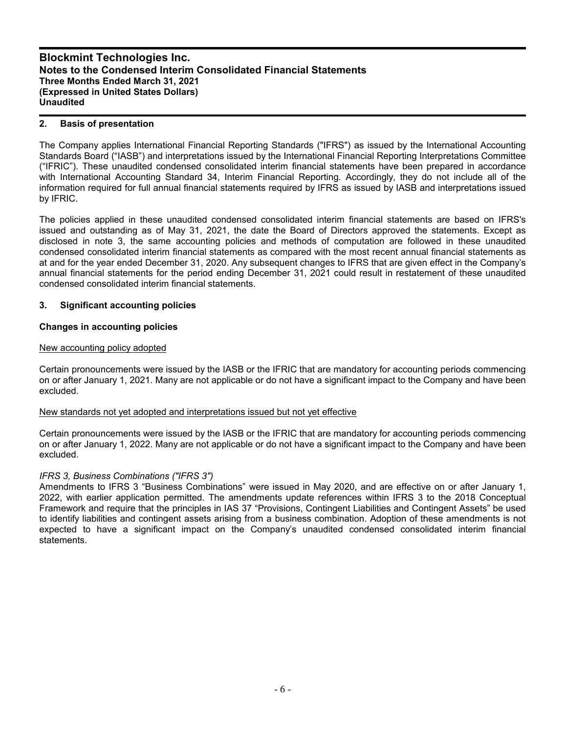## 2. Basis of presentation

The Company applies International Financial Reporting Standards ("IFRS") as issued by the International Accounting Standards Board ("IASB") and interpretations issued by the International Financial Reporting Interpretations Committee ("IFRIC"). These unaudited condensed consolidated interim financial statements have been prepared in accordance with International Accounting Standard 34, Interim Financial Reporting. Accordingly, they do not include all of the information required for full annual financial statements required by IFRS as issued by IASB and interpretations issued by IFRIC.

The policies applied in these unaudited condensed consolidated interim financial statements are based on IFRS's issued and outstanding as of May 31, 2021, the date the Board of Directors approved the statements. Except as disclosed in note 3, the same accounting policies and methods of computation are followed in these unaudited condensed consolidated interim financial statements as compared with the most recent annual financial statements as at and for the year ended December 31, 2020. Any subsequent changes to IFRS that are given effect in the Company's annual financial statements for the period ending December 31, 2021 could result in restatement of these unaudited condensed consolidated interim financial statements.

## 3. Significant accounting policies

### Changes in accounting policies

New accounting policy adopted

Certain pronouncements were issued by the IASB or the IFRIC that are mandatory for accounting periods commencing on or after January 1, 2021. Many are not applicable or do not have a significant impact to the Company and have been excluded.

New standards not yet adopted and interpretations issued but not yet effective

Certain pronouncements were issued by the IASB or the IFRIC that are mandatory for accounting periods commencing on or after January 1, 2022. Many are not applicable or do not have a significant impact to the Company and have been excluded.

*IFRS 3, Business Combinations ("IFRS 3")*
Amendments to IFRS 3 "Business Combinations" were issued in May 2020, and are effective on or after January 1, 2022, with earlier application permitted. The amendments update references within IFRS 3 to the 2018 Conceptual Framework and require that the principles in IAS 37 "Provisions, Contingent Liabilities and Contingent Assets" be used to identify liabilities and contingent assets arising from a business combination. Adoption of these amendments is not expected to have a significant impact on the Company's unaudited condensed consolidated interim financial statements.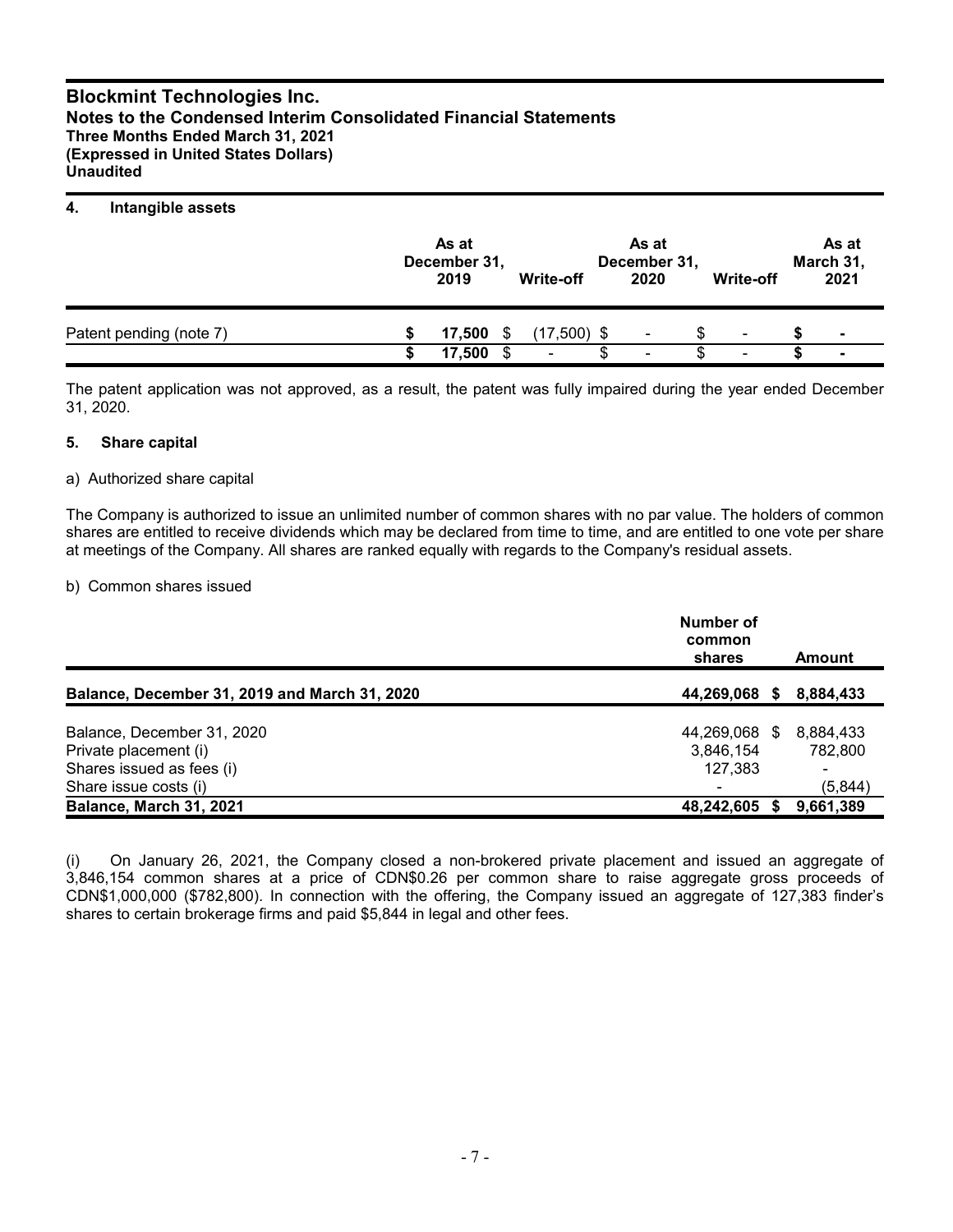# Blockmint Technologies Inc.
## Notes to the Condensed Interim Consolidated Financial Statements
### Three Months Ended March 31, 2021
### (Expressed in United States Dollars)
### Unaudited

## 4. Intangible assets

| | As at December 31, 2019 | Write-off | As at December 31, 2020 | Write-off | As at March 31, 2021 |
|---|---|---|---|---|---|
| Patent pending (note 7) | $ 17,500 | $ (17,500) | $ - | $ - | $ - |
| | $ 17,500 | $ - | $ - | $ - | $ - |

The patent application was not approved, as a result, the patent was fully impaired during the year ended December 31, 2020.

## 5. Share capital

a) Authorized share capital

The Company is authorized to issue an unlimited number of common shares with no par value. The holders of common shares are entitled to receive dividends which may be declared from time to time, and are entitled to one vote per share at meetings of the Company. All shares are ranked equally with regards to the Company's residual assets.

b) Common shares issued

| | Number of common shares | Amount |
|---|---|---|
| **Balance, December 31, 2019 and March 31, 2020** | **44,269,068** | **$ 8,884,433** |
| Balance, December 31, 2020 | 44,269,068 | $ 8,884,433 |
| Private placement (i) | 3,846,154 | 782,800 |
| Shares issued as fees (i) | 127,383 | - |
| Share issue costs (i) | - | (5,844) |
| **Balance, March 31, 2021** | **48,242,605** | **$ 9,661,389** |

(i) On January 26, 2021, the Company closed a non-brokered private placement and issued an aggregate of 3,846,154 common shares at a price of CDN$0.26 per common share to raise aggregate gross proceeds of CDN$1,000,000 ($782,800). In connection with the offering, the Company issued an aggregate of 127,383 finder's shares to certain brokerage firms and paid $5,844 in legal and other fees.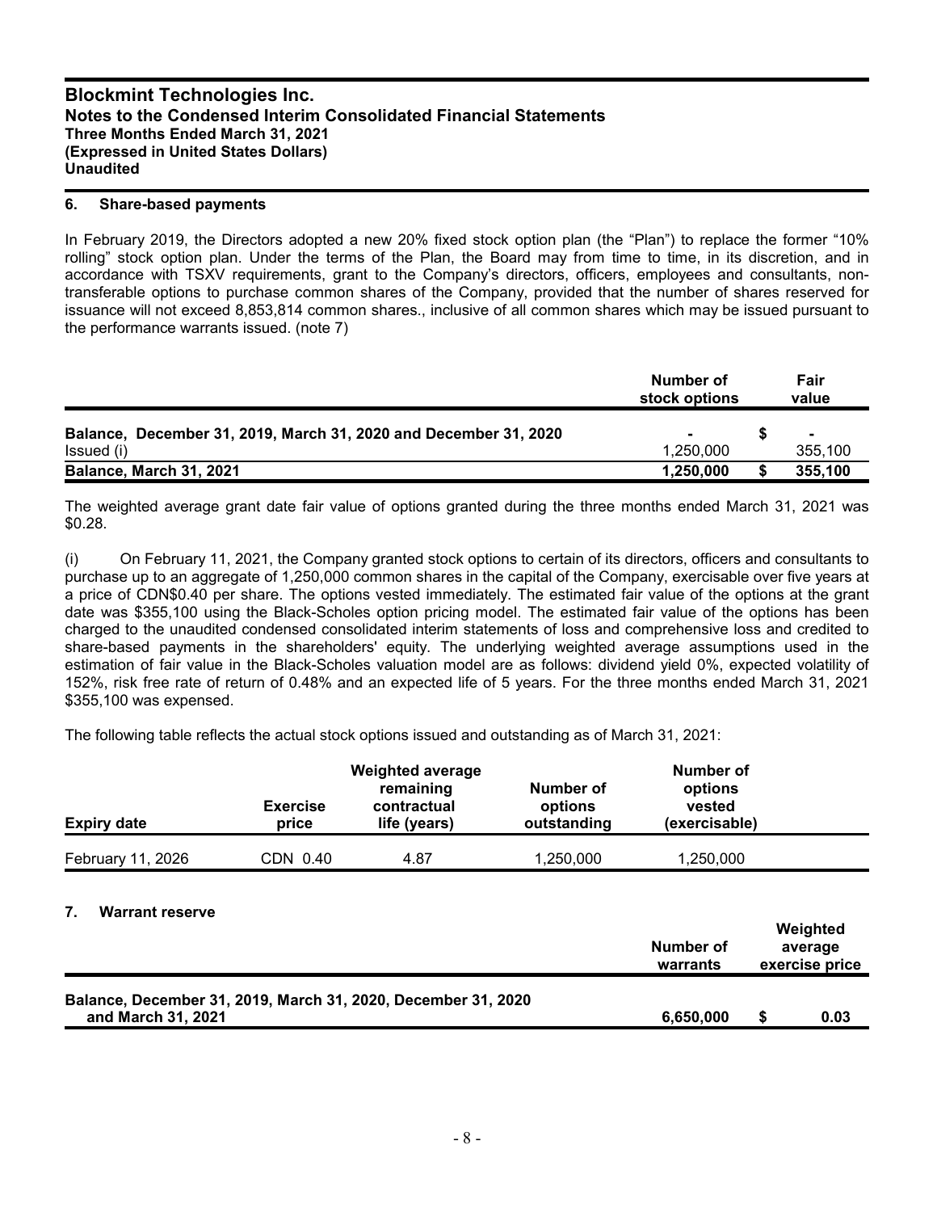# Blockmint Technologies Inc.
## Notes to the Condensed Interim Consolidated Financial Statements
## Three Months Ended March 31, 2021
## (Expressed in United States Dollars)
## Unaudited

### 6. Share-based payments

In February 2019, the Directors adopted a new 20% fixed stock option plan (the "Plan") to replace the former "10% rolling" stock option plan. Under the terms of the Plan, the Board may from time to time, in its discretion, and in accordance with TSXV requirements, grant to the Company's directors, officers, employees and consultants, non-transferable options to purchase common shares of the Company, provided that the number of shares reserved for issuance will not exceed 8,853,814 common shares., inclusive of all common shares which may be issued pursuant to the performance warrants issued. (note 7)

| | Number of stock options | Fair value |
|---|---|---|
| **Balance, December 31, 2019, March 31, 2020 and December 31, 2020** | - | $ - |
| Issued (i) | 1,250,000 | 355,100 |
| **Balance, March 31, 2021** | **1,250,000** | **$ 355,100** |

The weighted average grant date fair value of options granted during the three months ended March 31, 2021 was $0.28.

(i) On February 11, 2021, the Company granted stock options to certain of its directors, officers and consultants to purchase up to an aggregate of 1,250,000 common shares in the capital of the Company, exercisable over five years at a price of CDN$0.40 per share. The options vested immediately. The estimated fair value of the options at the grant date was $355,100 using the Black-Scholes option pricing model. The estimated fair value of the options has been charged to the unaudited condensed consolidated interim statements of loss and comprehensive loss and credited to share-based payments in the shareholders' equity. The underlying weighted average assumptions used in the estimation of fair value in the Black-Scholes valuation model are as follows: dividend yield 0%, expected volatility of 152%, risk free rate of return of 0.48% and an expected life of 5 years. For the three months ended March 31, 2021 $355,100 was expensed.

The following table reflects the actual stock options issued and outstanding as of March 31, 2021:

| Expiry date | Exercise price | Weighted average remaining contractual life (years) | Number of options outstanding | Number of options vested (exercisable) |
|---|---|---|---|---|
| February 11, 2026 | CDN 0.40 | 4.87 | 1,250,000 | 1,250,000 |

### 7. Warrant reserve

| | Number of warrants | Weighted average exercise price |
|---|---|---|
| **Balance, December 31, 2019, March 31, 2020, December 31, 2020 and March 31, 2021** | **6,650,000** | **$ 0.03** |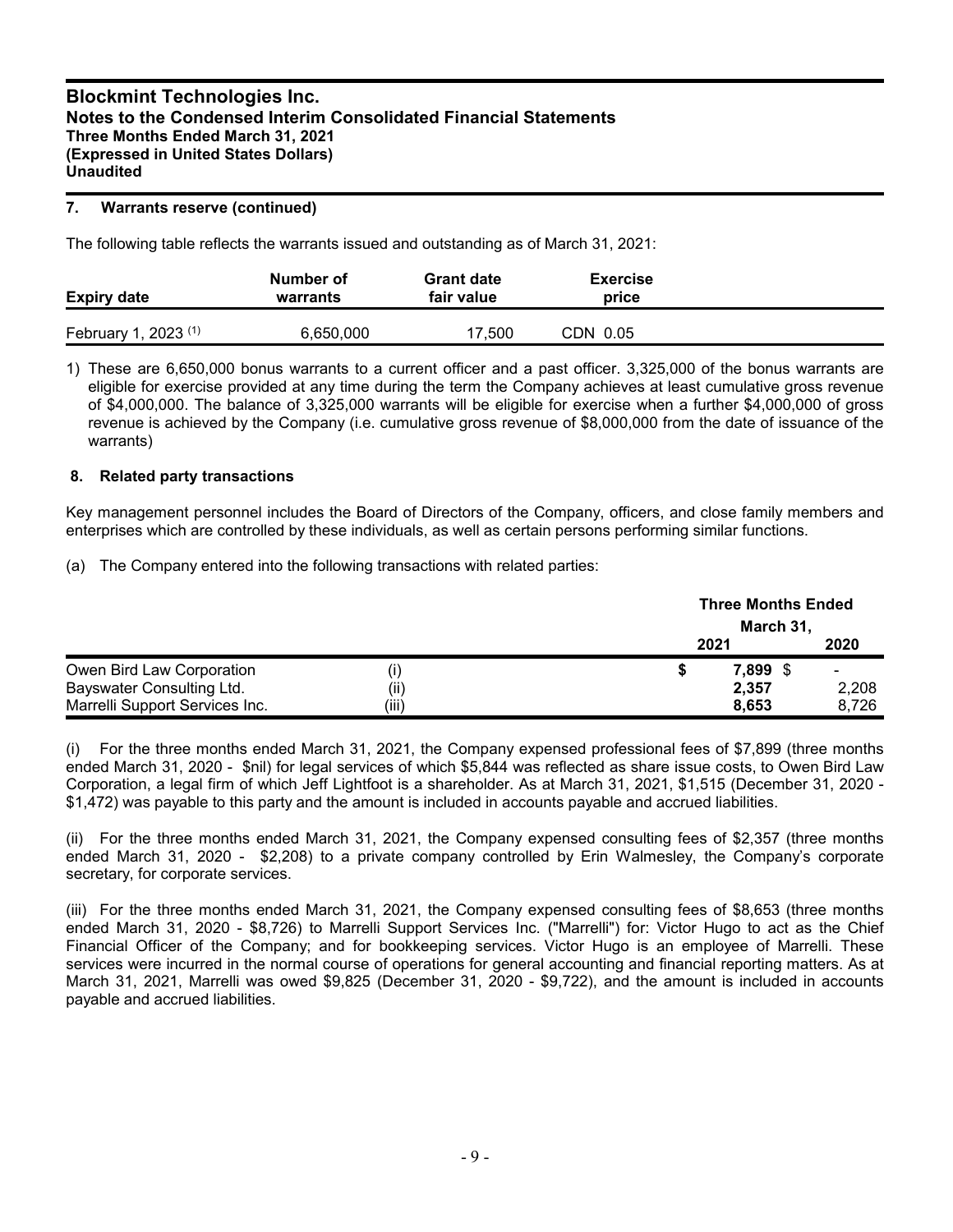## 7. Warrants reserve (continued)

The following table reflects the warrants issued and outstanding as of March 31, 2021:

| Expiry date | Number of warrants | Grant date fair value | Exercise price |
|---|---|---|---|
| February 1, 2023 (1) | 6,650,000 | 17,500 | CDN 0.05 |

1) These are 6,650,000 bonus warrants to a current officer and a past officer. 3,325,000 of the bonus warrants are eligible for exercise provided at any time during the term the Company achieves at least cumulative gross revenue of $4,000,000. The balance of 3,325,000 warrants will be eligible for exercise when a further $4,000,000 of gross revenue is achieved by the Company (i.e. cumulative gross revenue of $8,000,000 from the date of issuance of the warrants)

## 8. Related party transactions

Key management personnel includes the Board of Directors of the Company, officers, and close family members and enterprises which are controlled by these individuals, as well as certain persons performing similar functions.

(a) The Company entered into the following transactions with related parties:

| | | Three Months Ended March 31, 2021 | Three Months Ended March 31, 2020 |
|---|---|---|---|
| Owen Bird Law Corporation | (i) | $ 7,899 | $ - |
| Bayswater Consulting Ltd. | (ii) | 2,357 | 2,208 |
| Marrelli Support Services Inc. | (iii) | 8,653 | 8,726 |

(i) For the three months ended March 31, 2021, the Company expensed professional fees of $7,899 (three months ended March 31, 2020 - $nil) for legal services of which $5,844 was reflected as share issue costs, to Owen Bird Law Corporation, a legal firm of which Jeff Lightfoot is a shareholder. As at March 31, 2021, $1,515 (December 31, 2020 - $1,472) was payable to this party and the amount is included in accounts payable and accrued liabilities.

(ii) For the three months ended March 31, 2021, the Company expensed consulting fees of $2,357 (three months ended March 31, 2020 - $2,208) to a private company controlled by Erin Walmesley, the Company's corporate secretary, for corporate services.

(iii) For the three months ended March 31, 2021, the Company expensed consulting fees of $8,653 (three months ended March 31, 2020 - $8,726) to Marrelli Support Services Inc. ("Marrelli") for: Victor Hugo to act as the Chief Financial Officer of the Company; and for bookkeeping services. Victor Hugo is an employee of Marrelli. These services were incurred in the normal course of operations for general accounting and financial reporting matters. As at March 31, 2021, Marrelli was owed $9,825 (December 31, 2020 - $9,722), and the amount is included in accounts payable and accrued liabilities.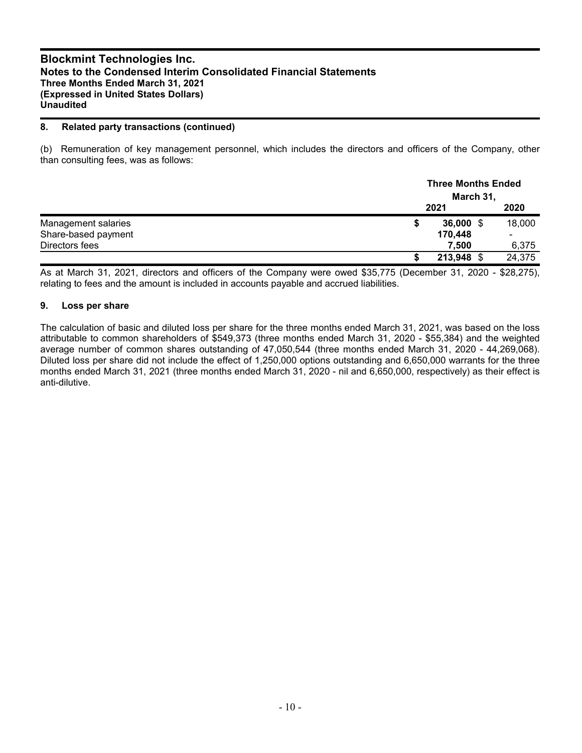**Blockmint Technologies Inc.**
**Notes to the Condensed Interim Consolidated Financial Statements**
**Three Months Ended March 31, 2021**
**(Expressed in United States Dollars)**
**Unaudited**

## 8. Related party transactions (continued)

(b) Remuneration of key management personnel, which includes the directors and officers of the Company, other than consulting fees, was as follows:

| | Three Months Ended March 31, 2021 | Three Months Ended March 31, 2020 |
|---|---|---|
| Management salaries | $ **36,000** | $ 18,000 |
| Share-based payment | **170,448** | - |
| Directors fees | **7,500** | 6,375 |
| | $ **213,948** | $ 24,375 |

As at March 31, 2021, directors and officers of the Company were owed $35,775 (December 31, 2020 - $28,275), relating to fees and the amount is included in accounts payable and accrued liabilities.

## 9. Loss per share

The calculation of basic and diluted loss per share for the three months ended March 31, 2021, was based on the loss attributable to common shareholders of $549,373 (three months ended March 31, 2020 - $55,384) and the weighted average number of common shares outstanding of 47,050,544 (three months ended March 31, 2020 - 44,269,068). Diluted loss per share did not include the effect of 1,250,000 options outstanding and 6,650,000 warrants for the three months ended March 31, 2021 (three months ended March 31, 2020 - nil and 6,650,000, respectively) as their effect is anti-dilutive.